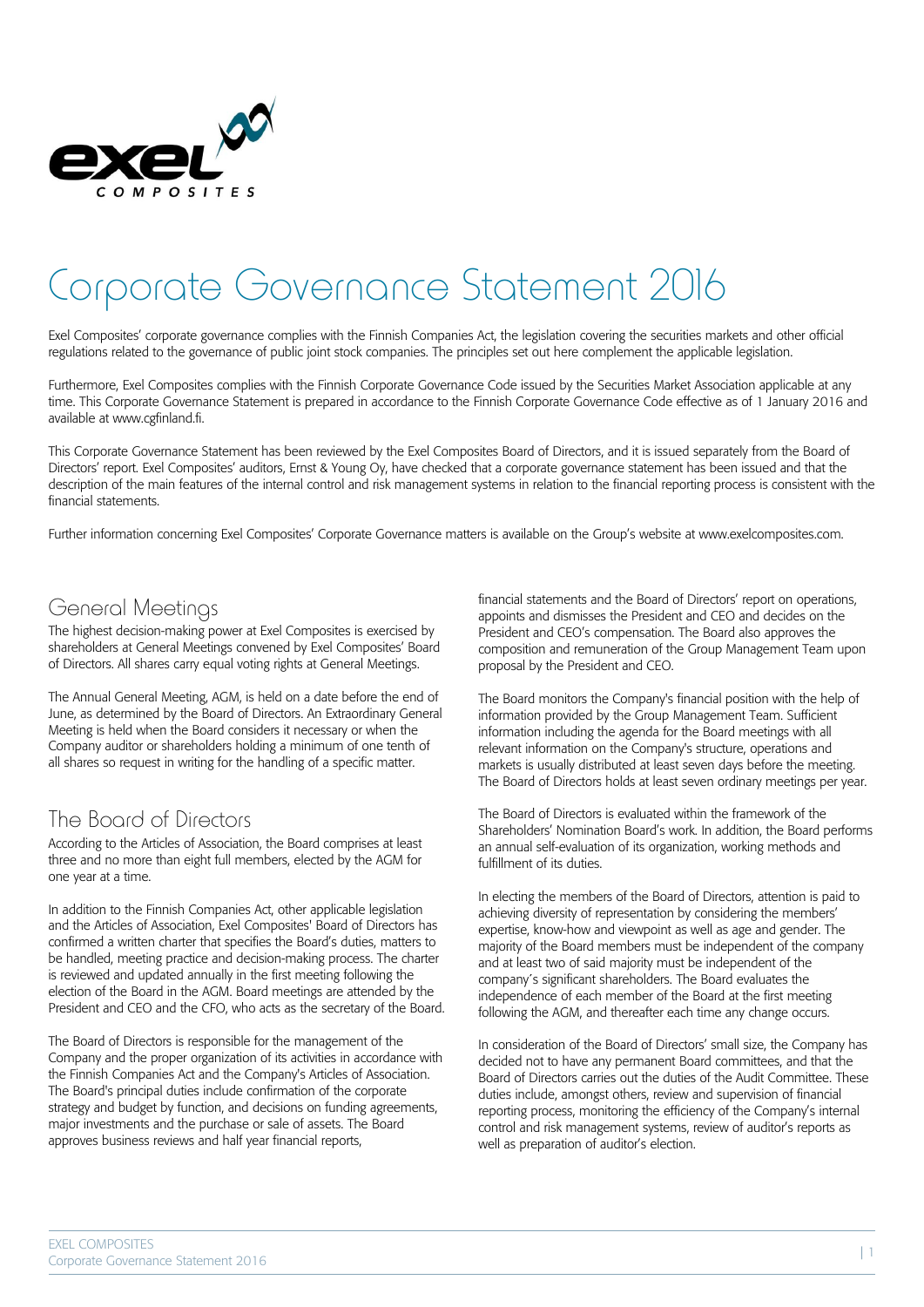# Corporate Governance Statement 2016

Exel Composites' corporate governance complies with the Finnish Companies Act, the legislation covering the securities markets and other official regulations related to the governance of public joint stock companies. The principles set out here complement the applicable legislation.

Furthermore, Exel Composites complies with the Finnish Corporate Governance Code issued by the Securities Market Association applicable at any time. This Corporate Governance Statement is prepared in accordance to the Finnish Corporate Governance Code effective as of 1 January 2016 and available at www.cgfinland.fi.

This Corporate Governance Statement has been reviewed by the Exel Composites Board of Directors, and it is issued separately from the Board of Directors' report. Exel Composites' auditors, Ernst & Young Oy, have checked that a corporate governance statement has been issued and that the description of the main features of the internal control and risk management systems in relation to the financial reporting process is consistent with the financial statements.

Further information concerning Exel Composites' Corporate Governance matters is available on the Group's website at www.exelcomposites.com.

## General Meetings

The highest decision-making power at Exel Composites is exercised by shareholders at General Meetings convened by Exel Composites' Board of Directors. All shares carry equal voting rights at General Meetings.

The Annual General Meeting, AGM, is held on a date before the end of June, as determined by the Board of Directors. An Extraordinary General Meeting is held when the Board considers it necessary or when the Company auditor or shareholders holding a minimum of one tenth of all shares so request in writing for the handling of a specific matter.

## The Board of Directors

According to the Articles of Association, the Board comprises at least three and no more than eight full members, elected by the AGM for one year at a time.

In addition to the Finnish Companies Act, other applicable legislation and the Articles of Association, Exel Composites' Board of Directors has confirmed a written charter that specifies the Board's duties, matters to be handled, meeting practice and decision-making process. The charter is reviewed and updated annually in the first meeting following the election of the Board in the AGM. Board meetings are attended by the President and CEO and the CFO, who acts as the secretary of the Board.

The Board of Directors is responsible for the management of the Company and the proper organization of its activities in accordance with the Finnish Companies Act and the Company's Articles of Association. The Board's principal duties include confirmation of the corporate strategy and budget by function, and decisions on funding agreements, major investments and the purchase or sale of assets. The Board approves business reviews and half year financial reports, financial statements and the Board of Directors' report on operations, appoints and dismisses the President and CEO and decides on the President and CEO's compensation. The Board also approves the composition and remuneration of the Group Management Team upon proposal by the President and CEO.

The Board monitors the Company's financial position with the help of information provided by the Group Management Team. Sufficient information including the agenda for the Board meetings with all relevant information on the Company's structure, operations and markets is usually distributed at least seven days before the meeting. The Board of Directors holds at least seven ordinary meetings per year.

The Board of Directors is evaluated within the framework of the Shareholders' Nomination Board's work. In addition, the Board performs an annual self-evaluation of its organization, working methods and fulfillment of its duties.

In electing the members of the Board of Directors, attention is paid to achieving diversity of representation by considering the members' expertise, know-how and viewpoint as well as age and gender. The majority of the Board members must be independent of the company and at least two of said majority must be independent of the company's significant shareholders. The Board evaluates the independence of each member of the Board at the first meeting following the AGM, and thereafter each time any change occurs.

In consideration of the Board of Directors' small size, the Company has decided not to have any permanent Board committees, and that the Board of Directors carries out the duties of the Audit Committee. These duties include, amongst others, review and supervision of financial reporting process, monitoring the efficiency of the Company's internal control and risk management systems, review of auditor's reports as well as preparation of auditor's election.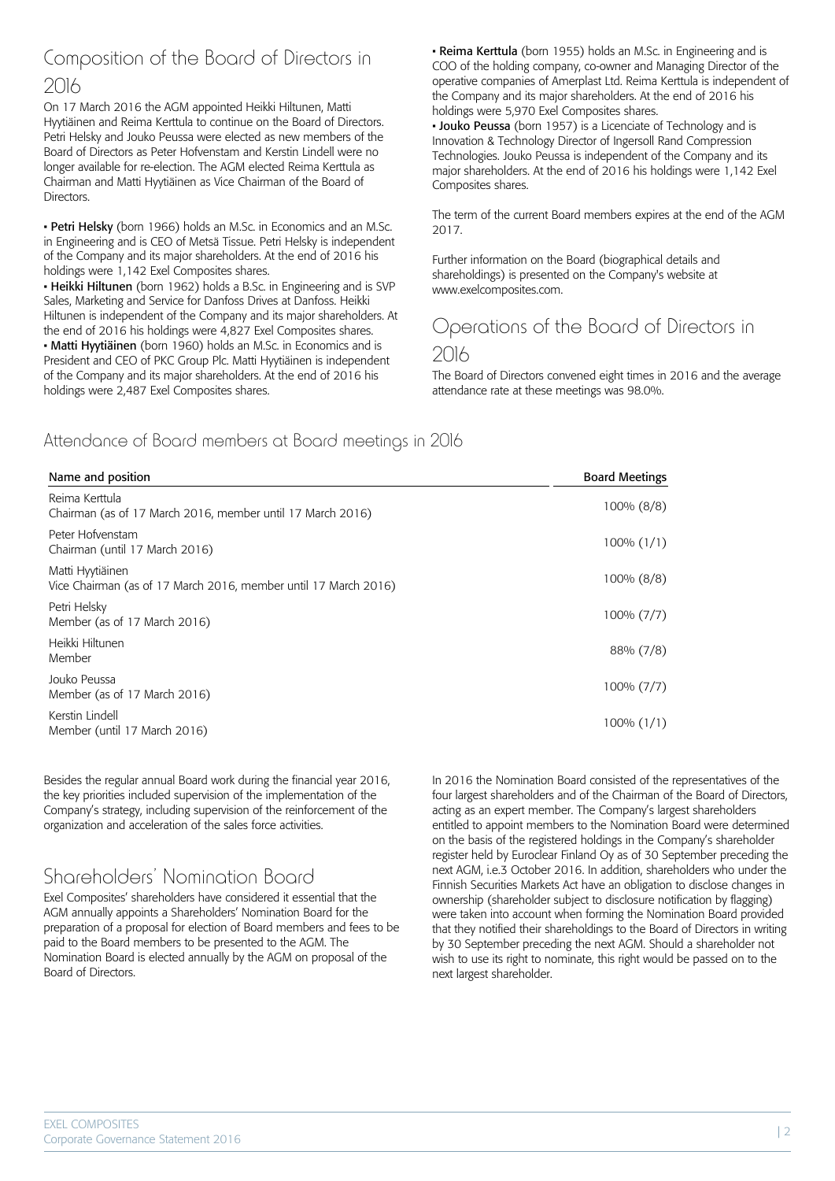## Composition of the Board of Directors in 2016

On 17 March 2016 the AGM appointed Heikki Hiltunen, Matti Hyytiäinen and Reima Kerttula to continue on the Board of Directors. Petri Helsky and Jouko Peussa were elected as new members of the Board of Directors as Peter Hofvenstam and Kerstin Lindell were no longer available for re-election. The AGM elected Reima Kerttula as Chairman and Matti Hyytiäinen as Vice Chairman of the Board of Directors.

- **Petri Helsky** (born 1966) holds an M.Sc. in Economics and an M.Sc. in Engineering and is CEO of Metsä Tissue. Petri Helsky is independent of the Company and its major shareholders. At the end of 2016 his holdings were 1,142 Exel Composites shares.
- **Heikki Hiltunen** (born 1962) holds a B.Sc. in Engineering and is SVP Sales, Marketing and Service for Danfoss Drives at Danfoss. Heikki Hiltunen is independent of the Company and its major shareholders. At the end of 2016 his holdings were 4,827 Exel Composites shares.
- **Matti Hyytiäinen** (born 1960) holds an M.Sc. in Economics and is President and CEO of PKC Group Plc. Matti Hyytiäinen is independent of the Company and its major shareholders. At the end of 2016 his holdings were 2,487 Exel Composites shares.
- **Reima Kerttula** (born 1955) holds an M.Sc. in Engineering and is COO of the holding company, co-owner and Managing Director of the operative companies of Amerplast Ltd. Reima Kerttula is independent of the Company and its major shareholders. At the end of 2016 his holdings were 5,970 Exel Composites shares.
- **Jouko Peussa** (born 1957) is a Licenciate of Technology and is Innovation & Technology Director of Ingersoll Rand Compression Technologies. Jouko Peussa is independent of the Company and its major shareholders. At the end of 2016 his holdings were 1,142 Exel Composites shares.

The term of the current Board members expires at the end of the AGM 2017.

Further information on the Board (biographical details and shareholdings) is presented on the Company's website at www.exelcomposites.com.

## Operations of the Board of Directors in 2016

The Board of Directors convened eight times in 2016 and the average attendance rate at these meetings was 98.0%.

### Attendance of Board members at Board meetings in 2016

| Name and position | Board Meetings |
|---|---|
| Reima Kerttula<br>Chairman (as of 17 March 2016, member until 17 March 2016) | 100% (8/8) |
| Peter Hofvenstam<br>Chairman (until 17 March 2016) | 100% (1/1) |
| Matti Hyytiäinen<br>Vice Chairman (as of 17 March 2016, member until 17 March 2016) | 100% (8/8) |
| Petri Helsky<br>Member (as of 17 March 2016) | 100% (7/7) |
| Heikki Hiltunen<br>Member | 88% (7/8) |
| Jouko Peussa<br>Member (as of 17 March 2016) | 100% (7/7) |
| Kerstin Lindell<br>Member (until 17 March 2016) | 100% (1/1) |

Besides the regular annual Board work during the financial year 2016, the key priorities included supervision of the implementation of the Company's strategy, including supervision of the reinforcement of the organization and acceleration of the sales force activities.

## Shareholders' Nomination Board

Exel Composites' shareholders have considered it essential that the AGM annually appoints a Shareholders' Nomination Board for the preparation of a proposal for election of Board members and fees to be paid to the Board members to be presented to the AGM. The Nomination Board is elected annually by the AGM on proposal of the Board of Directors.

In 2016 the Nomination Board consisted of the representatives of the four largest shareholders and of the Chairman of the Board of Directors, acting as an expert member. The Company's largest shareholders entitled to appoint members to the Nomination Board were determined on the basis of the registered holdings in the Company's shareholder register held by Euroclear Finland Oy as of 30 September preceding the next AGM, i.e.3 October 2016. In addition, shareholders who under the Finnish Securities Markets Act have an obligation to disclose changes in ownership (shareholder subject to disclosure notification by flagging) were taken into account when forming the Nomination Board provided that they notified their shareholdings to the Board of Directors in writing by 30 September preceding the next AGM. Should a shareholder not wish to use its right to nominate, this right would be passed on to the next largest shareholder.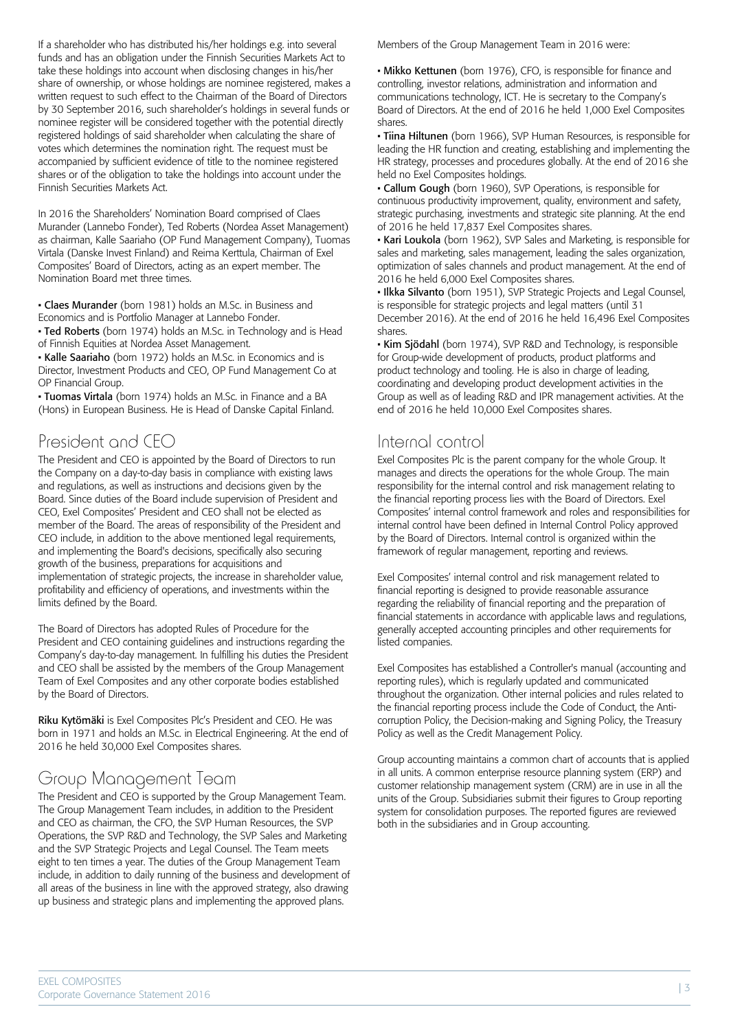If a shareholder who has distributed his/her holdings e.g. into several funds and has an obligation under the Finnish Securities Markets Act to take these holdings into account when disclosing changes in his/her share of ownership, or whose holdings are nominee registered, makes a written request to such effect to the Chairman of the Board of Directors by 30 September 2016, such shareholder's holdings in several funds or nominee register will be considered together with the potential directly registered holdings of said shareholder when calculating the share of votes which determines the nomination right. The request must be accompanied by sufficient evidence of title to the nominee registered shares or of the obligation to take the holdings into account under the Finnish Securities Markets Act.

In 2016 the Shareholders' Nomination Board comprised of Claes Murander (Lannebo Fonder), Ted Roberts (Nordea Asset Management) as chairman, Kalle Saariaho (OP Fund Management Company), Tuomas Virtala (Danske Invest Finland) and Reima Kerttula, Chairman of Exel Composites' Board of Directors, acting as an expert member. The Nomination Board met three times.

- **Claes Murander** (born 1981) holds an M.Sc. in Business and Economics and is Portfolio Manager at Lannebo Fonder.
- **Ted Roberts** (born 1974) holds an M.Sc. in Technology and is Head of Finnish Equities at Nordea Asset Management.
- **Kalle Saariaho** (born 1972) holds an M.Sc. in Economics and is Director, Investment Products and CEO, OP Fund Management Co at OP Financial Group.
- **Tuomas Virtala** (born 1974) holds an M.Sc. in Finance and a BA (Hons) in European Business. He is Head of Danske Capital Finland.

## President and CEO

The President and CEO is appointed by the Board of Directors to run the Company on a day-to-day basis in compliance with existing laws and regulations, as well as instructions and decisions given by the Board. Since duties of the Board include supervision of President and CEO, Exel Composites' President and CEO shall not be elected as member of the Board. The areas of responsibility of the President and CEO include, in addition to the above mentioned legal requirements, and implementing the Board's decisions, specifically also securing growth of the business, preparations for acquisitions and implementation of strategic projects, the increase in shareholder value, profitability and efficiency of operations, and investments within the limits defined by the Board.

The Board of Directors has adopted Rules of Procedure for the President and CEO containing guidelines and instructions regarding the Company's day-to-day management. In fulfilling his duties the President and CEO shall be assisted by the members of the Group Management Team of Exel Composites and any other corporate bodies established by the Board of Directors.

**Riku Kytömäki** is Exel Composites Plc's President and CEO. He was born in 1971 and holds an M.Sc. in Electrical Engineering. At the end of 2016 he held 30,000 Exel Composites shares.

## Group Management Team

The President and CEO is supported by the Group Management Team. The Group Management Team includes, in addition to the President and CEO as chairman, the CFO, the SVP Human Resources, the SVP Operations, the SVP R&D and Technology, the SVP Sales and Marketing and the SVP Strategic Projects and Legal Counsel. The Team meets eight to ten times a year. The duties of the Group Management Team include, in addition to daily running of the business and development of all areas of the business in line with the approved strategy, also drawing up business and strategic plans and implementing the approved plans.

Members of the Group Management Team in 2016 were:

- **Mikko Kettunen** (born 1976), CFO, is responsible for finance and controlling, investor relations, administration and information and communications technology, ICT. He is secretary to the Company's Board of Directors. At the end of 2016 he held 1,000 Exel Composites shares.
- **Tiina Hiltunen** (born 1966), SVP Human Resources, is responsible for leading the HR function and creating, establishing and implementing the HR strategy, processes and procedures globally. At the end of 2016 she held no Exel Composites holdings.
- **Callum Gough** (born 1960), SVP Operations, is responsible for continuous productivity improvement, quality, environment and safety, strategic purchasing, investments and strategic site planning. At the end of 2016 he held 17,837 Exel Composites shares.
- **Kari Loukola** (born 1962), SVP Sales and Marketing, is responsible for sales and marketing, sales management, leading the sales organization, optimization of sales channels and product management. At the end of 2016 he held 6,000 Exel Composites shares.
- **Ilkka Silvanto** (born 1951), SVP Strategic Projects and Legal Counsel, is responsible for strategic projects and legal matters (until 31 December 2016). At the end of 2016 he held 16,496 Exel Composites shares.
- **Kim Sjödahl** (born 1974), SVP R&D and Technology, is responsible for Group-wide development of products, product platforms and product technology and tooling. He is also in charge of leading, coordinating and developing product development activities in the Group as well as of leading R&D and IPR management activities. At the end of 2016 he held 10,000 Exel Composites shares.

## Internal control

Exel Composites Plc is the parent company for the whole Group. It manages and directs the operations for the whole Group. The main responsibility for the internal control and risk management relating to the financial reporting process lies with the Board of Directors. Exel Composites' internal control framework and roles and responsibilities for internal control have been defined in Internal Control Policy approved by the Board of Directors. Internal control is organized within the framework of regular management, reporting and reviews.

Exel Composites' internal control and risk management related to financial reporting is designed to provide reasonable assurance regarding the reliability of financial reporting and the preparation of financial statements in accordance with applicable laws and regulations, generally accepted accounting principles and other requirements for listed companies.

Exel Composites has established a Controller's manual (accounting and reporting rules), which is regularly updated and communicated throughout the organization. Other internal policies and rules related to the financial reporting process include the Code of Conduct, the Anti-corruption Policy, the Decision-making and Signing Policy, the Treasury Policy as well as the Credit Management Policy.

Group accounting maintains a common chart of accounts that is applied in all units. A common enterprise resource planning system (ERP) and customer relationship management system (CRM) are in use in all the units of the Group. Subsidiaries submit their figures to Group reporting system for consolidation purposes. The reported figures are reviewed both in the subsidiaries and in Group accounting.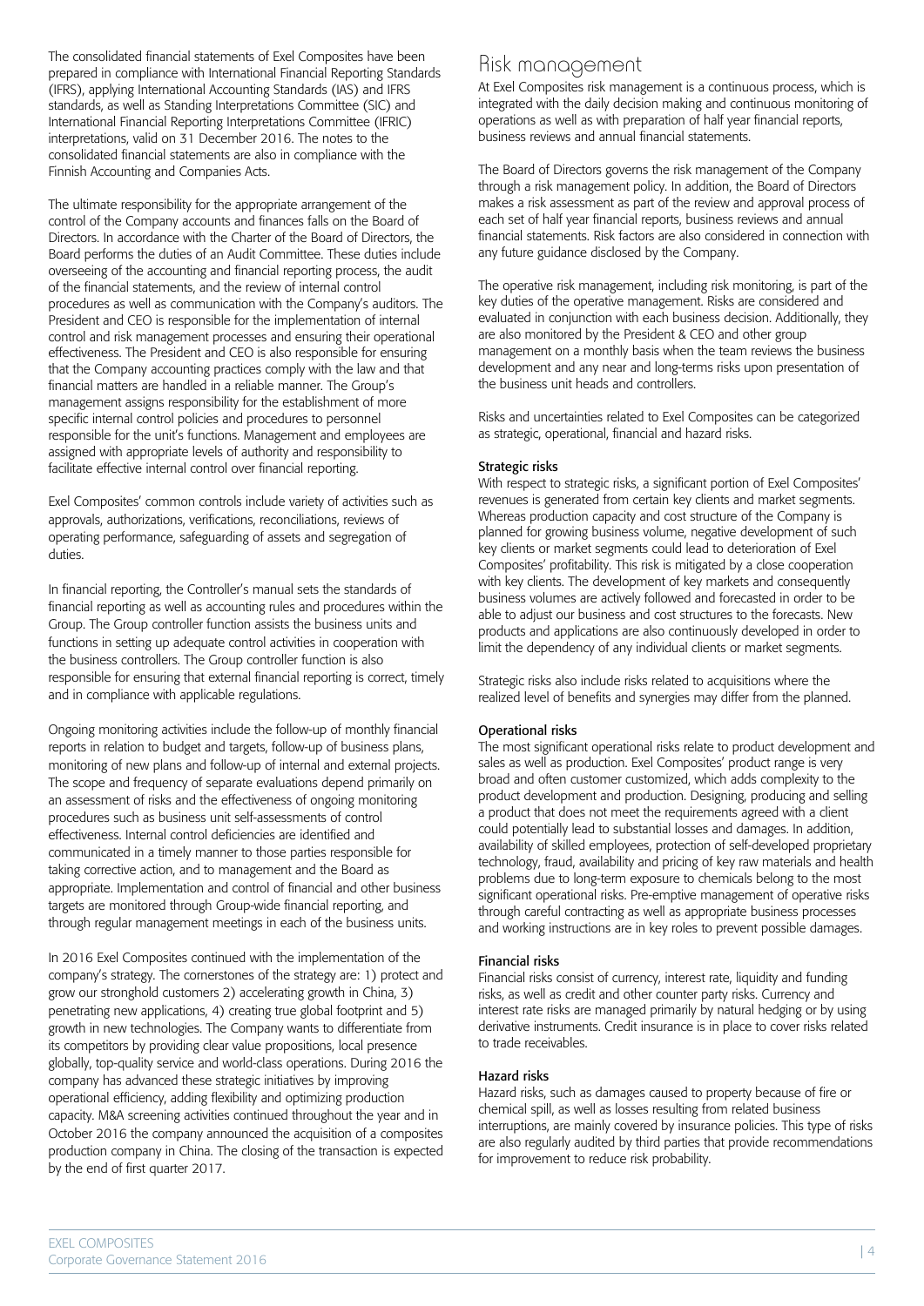The consolidated financial statements of Exel Composites have been prepared in compliance with International Financial Reporting Standards (IFRS), applying International Accounting Standards (IAS) and IFRS standards, as well as Standing Interpretations Committee (SIC) and International Financial Reporting Interpretations Committee (IFRIC) interpretations, valid on 31 December 2016. The notes to the consolidated financial statements are also in compliance with the Finnish Accounting and Companies Acts.

The ultimate responsibility for the appropriate arrangement of the control of the Company accounts and finances falls on the Board of Directors. In accordance with the Charter of the Board of Directors, the Board performs the duties of an Audit Committee. These duties include overseeing of the accounting and financial reporting process, the audit of the financial statements, and the review of internal control procedures as well as communication with the Company's auditors. The President and CEO is responsible for the implementation of internal control and risk management processes and ensuring their operational effectiveness. The President and CEO is also responsible for ensuring that the Company accounting practices comply with the law and that financial matters are handled in a reliable manner. The Group's management assigns responsibility for the establishment of more specific internal control policies and procedures to personnel responsible for the unit's functions. Management and employees are assigned with appropriate levels of authority and responsibility to facilitate effective internal control over financial reporting.

Exel Composites' common controls include variety of activities such as approvals, authorizations, verifications, reconciliations, reviews of operating performance, safeguarding of assets and segregation of duties.

In financial reporting, the Controller's manual sets the standards of financial reporting as well as accounting rules and procedures within the Group. The Group controller function assists the business units and functions in setting up adequate control activities in cooperation with the business controllers. The Group controller function is also responsible for ensuring that external financial reporting is correct, timely and in compliance with applicable regulations.

Ongoing monitoring activities include the follow-up of monthly financial reports in relation to budget and targets, follow-up of business plans, monitoring of new plans and follow-up of internal and external projects. The scope and frequency of separate evaluations depend primarily on an assessment of risks and the effectiveness of ongoing monitoring procedures such as business unit self-assessments of control effectiveness. Internal control deficiencies are identified and communicated in a timely manner to those parties responsible for taking corrective action, and to management and the Board as appropriate. Implementation and control of financial and other business targets are monitored through Group-wide financial reporting, and through regular management meetings in each of the business units.

In 2016 Exel Composites continued with the implementation of the company's strategy. The cornerstones of the strategy are: 1) protect and grow our stronghold customers 2) accelerating growth in China, 3) penetrating new applications, 4) creating true global footprint and 5) growth in new technologies. The Company wants to differentiate from its competitors by providing clear value propositions, local presence globally, top-quality service and world-class operations. During 2016 the company has advanced these strategic initiatives by improving operational efficiency, adding flexibility and optimizing production capacity. M&A screening activities continued throughout the year and in October 2016 the company announced the acquisition of a composites production company in China. The closing of the transaction is expected by the end of first quarter 2017.

# Risk management

At Exel Composites risk management is a continuous process, which is integrated with the daily decision making and continuous monitoring of operations as well as with preparation of half year financial reports, business reviews and annual financial statements.

The Board of Directors governs the risk management of the Company through a risk management policy. In addition, the Board of Directors makes a risk assessment as part of the review and approval process of each set of half year financial reports, business reviews and annual financial statements. Risk factors are also considered in connection with any future guidance disclosed by the Company.

The operative risk management, including risk monitoring, is part of the key duties of the operative management. Risks are considered and evaluated in conjunction with each business decision. Additionally, they are also monitored by the President & CEO and other group management on a monthly basis when the team reviews the business development and any near and long-terms risks upon presentation of the business unit heads and controllers.

Risks and uncertainties related to Exel Composites can be categorized as strategic, operational, financial and hazard risks.

**Strategic risks**

With respect to strategic risks, a significant portion of Exel Composites' revenues is generated from certain key clients and market segments. Whereas production capacity and cost structure of the Company is planned for growing business volume, negative development of such key clients or market segments could lead to deterioration of Exel Composites' profitability. This risk is mitigated by a close cooperation with key clients. The development of key markets and consequently business volumes are actively followed and forecasted in order to be able to adjust our business and cost structures to the forecasts. New products and applications are also continuously developed in order to limit the dependency of any individual clients or market segments.

Strategic risks also include risks related to acquisitions where the realized level of benefits and synergies may differ from the planned.

**Operational risks**

The most significant operational risks relate to product development and sales as well as production. Exel Composites' product range is very broad and often customer customized, which adds complexity to the product development and production. Designing, producing and selling a product that does not meet the requirements agreed with a client could potentially lead to substantial losses and damages. In addition, availability of skilled employees, protection of self-developed proprietary technology, fraud, availability and pricing of key raw materials and health problems due to long-term exposure to chemicals belong to the most significant operational risks. Pre-emptive management of operative risks through careful contracting as well as appropriate business processes and working instructions are in key roles to prevent possible damages.

**Financial risks**

Financial risks consist of currency, interest rate, liquidity and funding risks, as well as credit and other counter party risks. Currency and interest rate risks are managed primarily by natural hedging or by using derivative instruments. Credit insurance is in place to cover risks related to trade receivables.

**Hazard risks**

Hazard risks, such as damages caused to property because of fire or chemical spill, as well as losses resulting from related business interruptions, are mainly covered by insurance policies. This type of risks are also regularly audited by third parties that provide recommendations for improvement to reduce risk probability.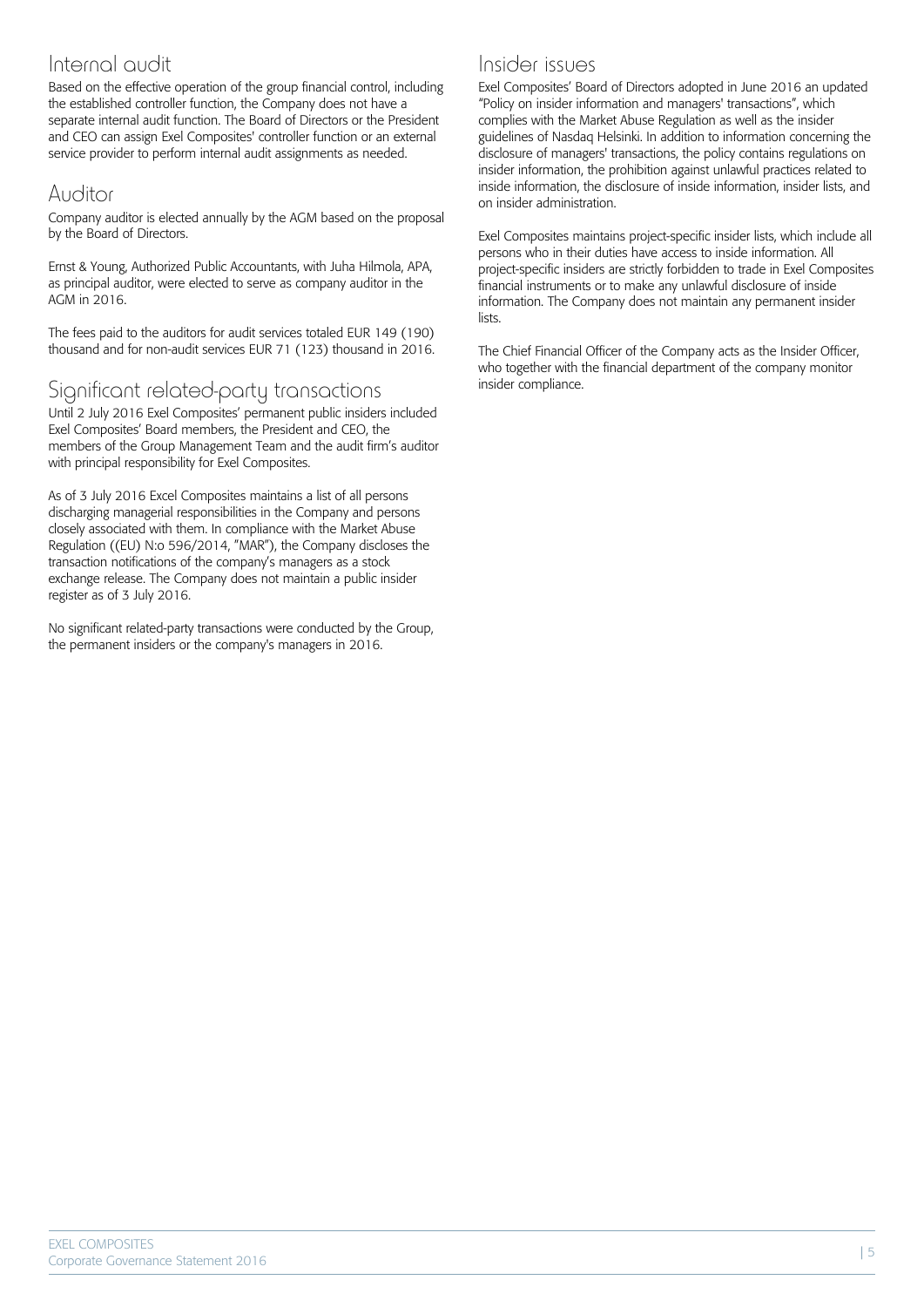## Internal audit

Based on the effective operation of the group financial control, including the established controller function, the Company does not have a separate internal audit function. The Board of Directors or the President and CEO can assign Exel Composites' controller function or an external service provider to perform internal audit assignments as needed.

## Auditor

Company auditor is elected annually by the AGM based on the proposal by the Board of Directors.

Ernst & Young, Authorized Public Accountants, with Juha Hilmola, APA, as principal auditor, were elected to serve as company auditor in the AGM in 2016.

The fees paid to the auditors for audit services totaled EUR 149 (190) thousand and for non-audit services EUR 71 (123) thousand in 2016.

## Significant related-party transactions

Until 2 July 2016 Exel Composites' permanent public insiders included Exel Composites' Board members, the President and CEO, the members of the Group Management Team and the audit firm's auditor with principal responsibility for Exel Composites.

As of 3 July 2016 Excel Composites maintains a list of all persons discharging managerial responsibilities in the Company and persons closely associated with them. In compliance with the Market Abuse Regulation ((EU) N:o 596/2014, "MAR"), the Company discloses the transaction notifications of the company's managers as a stock exchange release. The Company does not maintain a public insider register as of 3 July 2016.

No significant related-party transactions were conducted by the Group, the permanent insiders or the company's managers in 2016.

## Insider issues

Exel Composites' Board of Directors adopted in June 2016 an updated "Policy on insider information and managers' transactions", which complies with the Market Abuse Regulation as well as the insider guidelines of Nasdaq Helsinki. In addition to information concerning the disclosure of managers' transactions, the policy contains regulations on insider information, the prohibition against unlawful practices related to inside information, the disclosure of inside information, insider lists, and on insider administration.

Exel Composites maintains project-specific insider lists, which include all persons who in their duties have access to inside information. All project-specific insiders are strictly forbidden to trade in Exel Composites financial instruments or to make any unlawful disclosure of inside information. The Company does not maintain any permanent insider lists.

The Chief Financial Officer of the Company acts as the Insider Officer, who together with the financial department of the company monitor insider compliance.